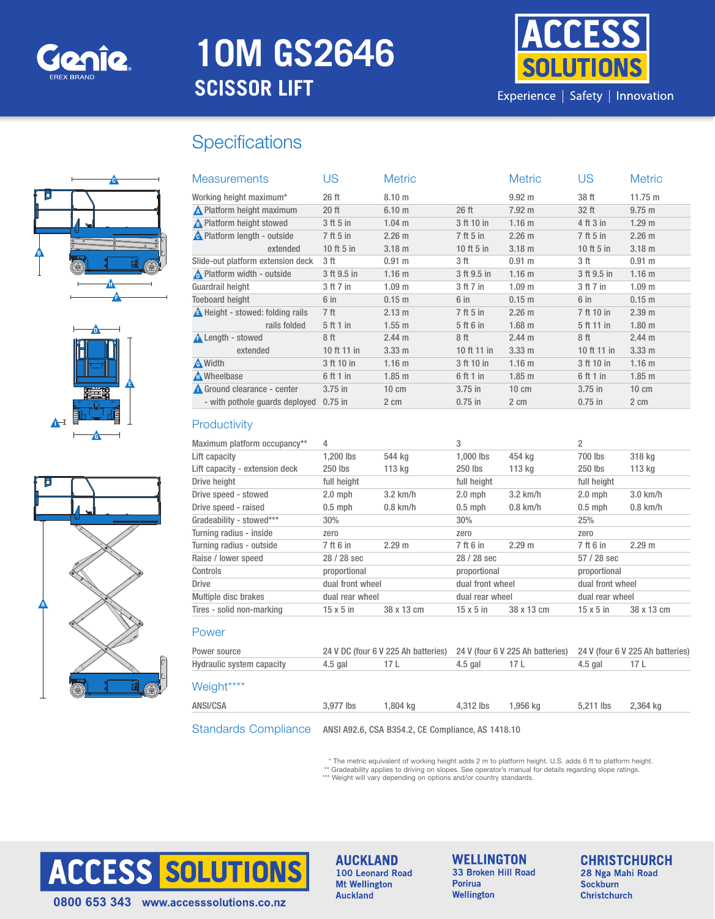# 10M GS2646

## SCISSOR LIFT

Genie — EREX BRAND

ACCESS SOLUTIONS — Experience | Safety | Innovation

## Specifications

| Measurements | US | Metric | | Metric | US | Metric |
|---|---|---|---|---|---|---|
| Working height maximum* | 26 ft | 8.10 m | | 9.92 m | 38 ft | 11.75 m |
| A Platform height maximum | 20 ft | 6.10 m | 26 ft | 7.92 m | 32 ft | 9.75 m |
| B Platform height stowed | 3 ft 5 in | 1.04 m | 3 ft 10 in | 1.16 m | 4 ft 3 in | 1.29 m |
| C Platform length - outside | 7 ft 5 in | 2.26 m | 7 ft 5 in | 2.26 m | 7 ft 5 in | 2.26 m |
| extended | 10 ft 5 in | 3.18 m | 10 ft 5 in | 3.18 m | 10 ft 5 in | 3.18 m |
| Slide-out platform extension deck | 3 ft | 0.91 m | 3 ft | 0.91 m | 3 ft | 0.91 m |
| D Platform width - outside | 3 ft 9.5 in | 1.16 m | 3 ft 9.5 in | 1.16 m | 3 ft 9.5 in | 1.16 m |
| Guardrail height | 3 ft 7 in | 1.09 m | 3 ft 7 in | 1.09 m | 3 ft 7 in | 1.09 m |
| Toeboard height | 6 in | 0.15 m | 6 in | 0.15 m | 6 in | 0.15 m |
| E Height - stowed: folding rails | 7 ft | 2.13 m | 7 ft 5 in | 2.26 m | 7 ft 10 in | 2.39 m |
| rails folded | 5 ft 1 in | 1.55 m | 5 ft 6 in | 1.68 m | 5 ft 11 in | 1.80 m |
| F Length - stowed | 8 ft | 2.44 m | 8 ft | 2.44 m | 8 ft | 2.44 m |
| extended | 10 ft 11 in | 3.33 m | 10 ft 11 in | 3.33 m | 10 ft 11 in | 3.33 m |
| G Width | 3 ft 10 in | 1.16 m | 3 ft 10 in | 1.16 m | 3 ft 10 in | 1.16 m |
| H Wheelbase | 6 ft 1 in | 1.85 m | 6 ft 1 in | 1.85 m | 6 ft 1 in | 1.85 m |
| I Ground clearance - center | 3.75 in | 10 cm | 3.75 in | 10 cm | 3.75 in | 10 cm |
| - with pothole guards deployed | 0.75 in | 2 cm | 0.75 in | 2 cm | 0.75 in | 2 cm |

### Productivity

| | | | | | | |
|---|---|---|---|---|---|---|
| Maximum platform occupancy** | 4 | | 3 | | 2 | |
| Lift capacity | 1,200 lbs | 544 kg | 1,000 lbs | 454 kg | 700 lbs | 318 kg |
| Lift capacity - extension deck | 250 lbs | 113 kg | 250 lbs | 113 kg | 250 lbs | 113 kg |
| Drive height | full height | | full height | | full height | |
| Drive speed - stowed | 2.0 mph | 3.2 km/h | 2.0 mph | 3.2 km/h | 2.0 mph | 3.0 km/h |
| Drive speed - raised | 0.5 mph | 0.8 km/h | 0.5 mph | 0.8 km/h | 0.5 mph | 0.8 km/h |
| Gradeability - stowed*** | 30% | | 30% | | 25% | |
| Turning radius - inside | zero | | zero | | zero | |
| Turning radius - outside | 7 ft 6 in | 2.29 m | 7 ft 6 in | 2.29 m | 7 ft 6 in | 2.29 m |
| Raise / lower speed | 28 / 28 sec | | 28 / 28 sec | | 57 / 28 sec | |
| Controls | proportional | | proportional | | proportional | |
| Drive | dual front wheel | | dual front wheel | | dual front wheel | |
| Multiple disc brakes | dual rear wheel | | dual rear wheel | | dual rear wheel | |
| Tires - solid non-marking | 15 x 5 in | 38 x 13 cm | 15 x 5 in | 38 x 13 cm | 15 x 5 in | 38 x 13 cm |

### Power

| | | | | | | |
|---|---|---|---|---|---|---|
| Power source | 24 V DC (four 6 V 225 Ah batteries) | | 24 V (four 6 V 225 Ah batteries) | | 24 V (four 6 V 225 Ah batteries) | |
| Hydraulic system capacity | 4.5 gal | 17 L | 4.5 gal | 17 L | 4.5 gal | 17 L |

### Weight****

| | | | | | | |
|---|---|---|---|---|---|---|
| ANSI/CSA | 3,977 lbs | 1,804 kg | 4,312 lbs | 1,956 kg | 5,211 lbs | 2,364 kg |

### Standards Compliance

ANSI A92.6, CSA B354.2, CE Compliance, AS 1418.10

\* The metric equivalent of working height adds 2 m to platform height. U.S. adds 6 ft to platform height.
** Gradeability applies to driving on slopes. See operator's manual for details regarding slope ratings.
*** Weight will vary depending on options and/or country standards.

ACCESS SOLUTIONS — 0800 653 343 www.accesssolutions.co.nz

**AUCKLAND**
100 Leonard Road
Mt Wellington
Auckland

**WELLINGTON**
33 Broken Hill Road
Porirua
Wellington

**CHRISTCHURCH**
28 Nga Mahi Road
Sockburn
Christchurch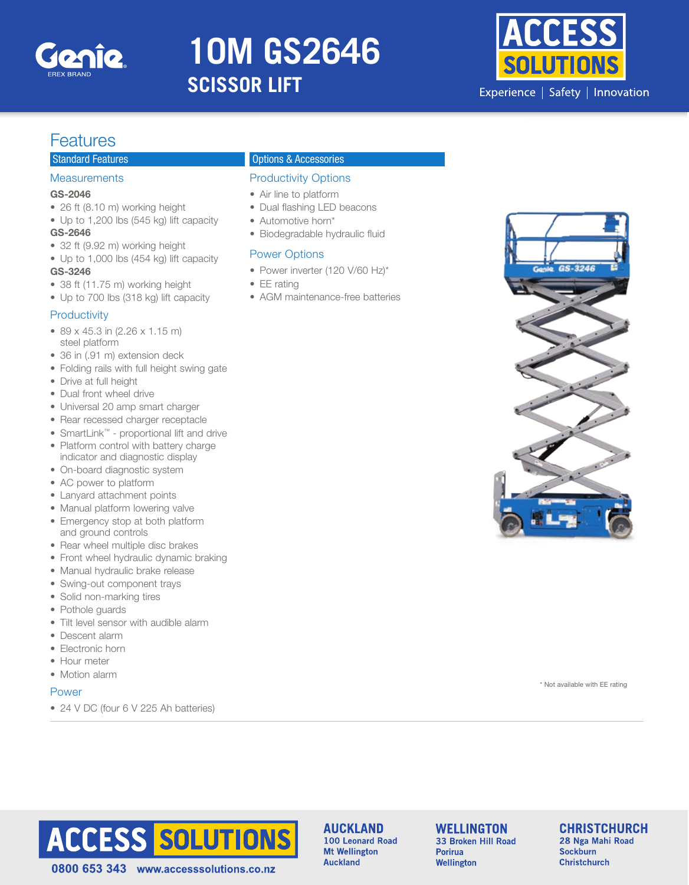# 10M GS2646

## SCISSOR LIFT

Genie
EREX BRAND

ACCESS SOLUTIONS
Experience | Safety | Innovation

## Features

### Standard Features

#### Measurements

**GS-2046**

- 26 ft (8.10 m) working height
- Up to 1,200 lbs (545 kg) lift capacity

**GS-2646**

- 32 ft (9.92 m) working height
- Up to 1,000 lbs (454 kg) lift capacity

**GS-3246**

- 38 ft (11.75 m) working height
- Up to 700 lbs (318 kg) lift capacity

#### Productivity

- 89 x 45.3 in (2.26 x 1.15 m) steel platform
- 36 in (.91 m) extension deck
- Folding rails with full height swing gate
- Drive at full height
- Dual front wheel drive
- Universal 20 amp smart charger
- Rear recessed charger receptacle
- SmartLink™ - proportional lift and drive
- Platform control with battery charge indicator and diagnostic display
- On-board diagnostic system
- AC power to platform
- Lanyard attachment points
- Manual platform lowering valve
- Emergency stop at both platform and ground controls
- Rear wheel multiple disc brakes
- Front wheel hydraulic dynamic braking
- Manual hydraulic brake release
- Swing-out component trays
- Solid non-marking tires
- Pothole guards
- Tilt level sensor with audible alarm
- Descent alarm
- Electronic horn
- Hour meter
- Motion alarm

#### Power

- 24 V DC (four 6 V 225 Ah batteries)

### Options & Accessories

#### Productivity Options

- Air line to platform
- Dual flashing LED beacons
- Automotive horn*
- Biodegradable hydraulic fluid

#### Power Options

- Power inverter (120 V/60 Hz)*
- EE rating
- AGM maintenance-free batteries

\* Not available with EE rating

ACCESS SOLUTIONS
0800 653 343 www.accesssolutions.co.nz

**AUCKLAND**
100 Leonard Road
Mt Wellington
Auckland

**WELLINGTON**
33 Broken Hill Road
Porirua
Wellington

**CHRISTCHURCH**
28 Nga Mahi Road
Sockburn
Christchurch